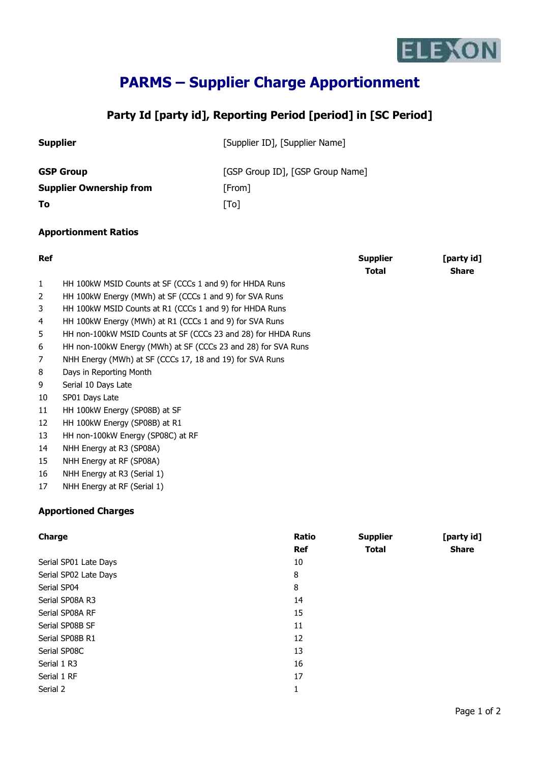ELEXON

# PARMS – Supplier Charge Apportionment

## Party Id [party id], Reporting Period [period] in [SC Period]

| | |
|---|---|
| **Supplier** | [Supplier ID], [Supplier Name] |
| **GSP Group** | [GSP Group ID], [GSP Group Name] |
| **Supplier Ownership from** | [From] |
| **To** | [To] |

### Apportionment Ratios

| Ref | | Supplier Total | [party id] Share |
|---|---|---|---|
| 1 | HH 100kW MSID Counts at SF (CCCs 1 and 9) for HHDA Runs | | |
| 2 | HH 100kW Energy (MWh) at SF (CCCs 1 and 9) for SVA Runs | | |
| 3 | HH 100kW MSID Counts at R1 (CCCs 1 and 9) for HHDA Runs | | |
| 4 | HH 100kW Energy (MWh) at R1 (CCCs 1 and 9) for SVA Runs | | |
| 5 | HH non-100kW MSID Counts at SF (CCCs 23 and 28) for HHDA Runs | | |
| 6 | HH non-100kW Energy (MWh) at SF (CCCs 23 and 28) for SVA Runs | | |
| 7 | NHH Energy (MWh) at SF (CCCs 17, 18 and 19) for SVA Runs | | |
| 8 | Days in Reporting Month | | |
| 9 | Serial 10 Days Late | | |
| 10 | SP01 Days Late | | |
| 11 | HH 100kW Energy (SP08B) at SF | | |
| 12 | HH 100kW Energy (SP08B) at R1 | | |
| 13 | HH non-100kW Energy (SP08C) at RF | | |
| 14 | NHH Energy at R3 (SP08A) | | |
| 15 | NHH Energy at RF (SP08A) | | |
| 16 | NHH Energy at R3 (Serial 1) | | |
| 17 | NHH Energy at RF (Serial 1) | | |

### Apportioned Charges

| Charge | Ratio Ref | Supplier Total | [party id] Share |
|---|---|---|---|
| Serial SP01 Late Days | 10 | | |
| Serial SP02 Late Days | 8 | | |
| Serial SP04 | 8 | | |
| Serial SP08A R3 | 14 | | |
| Serial SP08A RF | 15 | | |
| Serial SP08B SF | 11 | | |
| Serial SP08B R1 | 12 | | |
| Serial SP08C | 13 | | |
| Serial 1 R3 | 16 | | |
| Serial 1 RF | 17 | | |
| Serial 2 | 1 | | |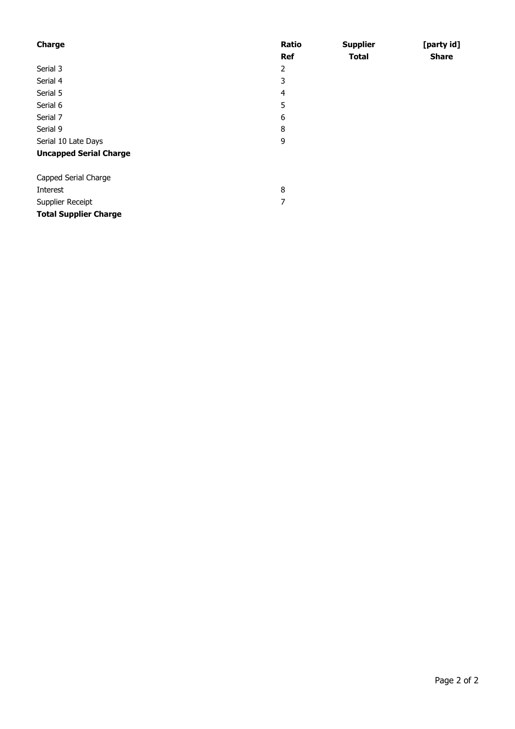| Charge | Ratio Ref | Supplier Total | [party id] Share |
|---|---|---|---|
| Serial 3 | 2 | | |
| Serial 4 | 3 | | |
| Serial 5 | 4 | | |
| Serial 6 | 5 | | |
| Serial 7 | 6 | | |
| Serial 9 | 8 | | |
| Serial 10 Late Days | 9 | | |
| **Uncapped Serial Charge** | | | |
| | | | |
| Capped Serial Charge | | | |
| Interest | 8 | | |
| Supplier Receipt | 7 | | |
| **Total Supplier Charge** | | | |